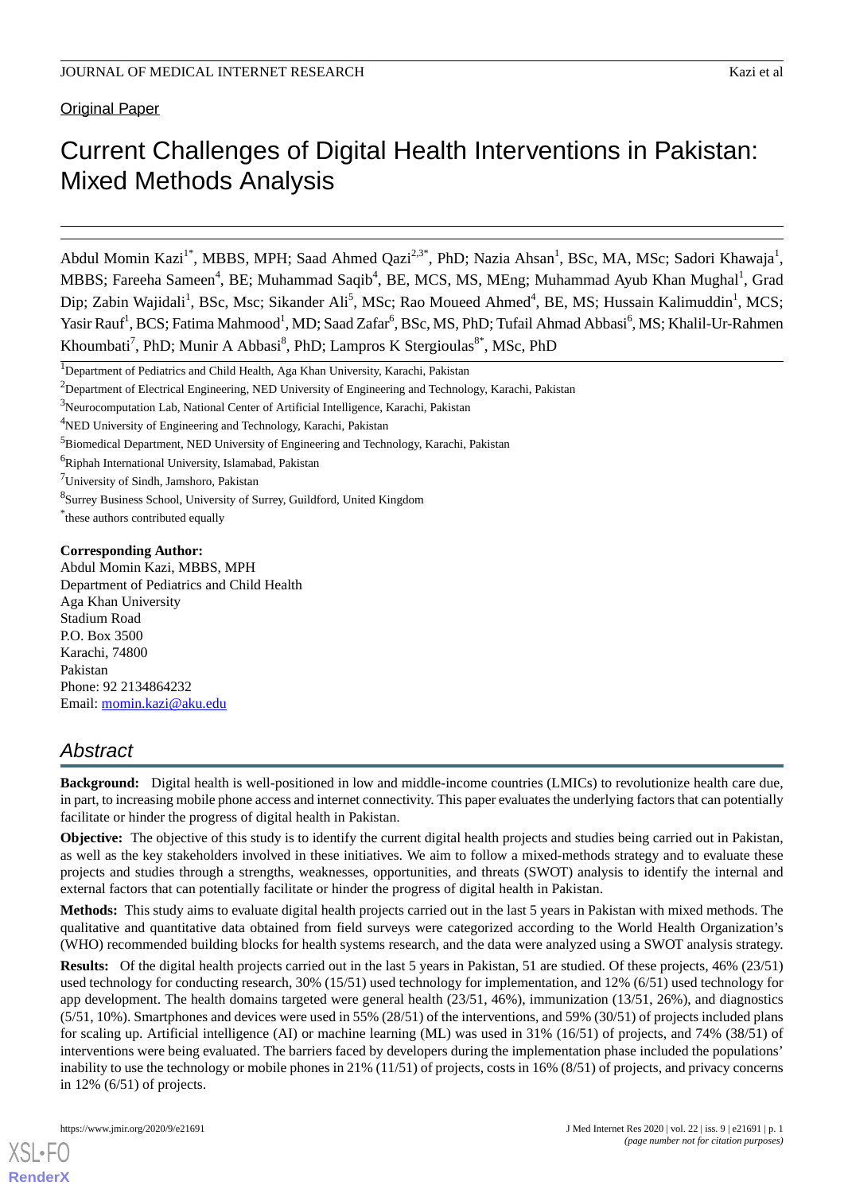Original Paper

# Current Challenges of Digital Health Interventions in Pakistan: Mixed Methods Analysis

Abdul Momin Kazi[1*], MBBS, MPH; Saad Ahmed Qazi[2,3*], PhD; Nazia Ahsan[1], BSc, MA, MSc; Sadori Khawaja[1], MBBS; Fareeha Sameen[4], BE; Muhammad Saqib[4], BE, MCS, MS, MEng; Muhammad Ayub Khan Mughal[1], Grad Dip; Zabin Wajidali[1], BSc, Msc; Sikander Ali[5], MSc; Rao Moueed Ahmed[4], BE, MS; Hussain Kalimuddin[1], MCS; Yasir Rauf[1], BCS; Fatima Mahmood[1], MD; Saad Zafar[6], BSc, MS, PhD; Tufail Ahmad Abbasi[6], MS; Khalil-Ur-Rahmen Khoumbati[7], PhD; Munir A Abbasi[8], PhD; Lampros K Stergioulas[8*], MSc, PhD

[1]Department of Pediatrics and Child Health, Aga Khan University, Karachi, Pakistan

[2]Department of Electrical Engineering, NED University of Engineering and Technology, Karachi, Pakistan

[3]Neurocomputation Lab, National Center of Artificial Intelligence, Karachi, Pakistan

[4]NED University of Engineering and Technology, Karachi, Pakistan

[5]Biomedical Department, NED University of Engineering and Technology, Karachi, Pakistan

[6]Riphah International University, Islamabad, Pakistan

[7]University of Sindh, Jamshoro, Pakistan

[8]Surrey Business School, University of Surrey, Guildford, United Kingdom

[*]these authors contributed equally

**Corresponding Author:**
Abdul Momin Kazi, MBBS, MPH
Department of Pediatrics and Child Health
Aga Khan University
Stadium Road
P.O. Box 3500
Karachi, 74800
Pakistan
Phone: 92 2134864232
Email: momin.kazi@aku.edu

## Abstract

**Background:** Digital health is well-positioned in low and middle-income countries (LMICs) to revolutionize health care due, in part, to increasing mobile phone access and internet connectivity. This paper evaluates the underlying factors that can potentially facilitate or hinder the progress of digital health in Pakistan.

**Objective:** The objective of this study is to identify the current digital health projects and studies being carried out in Pakistan, as well as the key stakeholders involved in these initiatives. We aim to follow a mixed-methods strategy and to evaluate these projects and studies through a strengths, weaknesses, opportunities, and threats (SWOT) analysis to identify the internal and external factors that can potentially facilitate or hinder the progress of digital health in Pakistan.

**Methods:** This study aims to evaluate digital health projects carried out in the last 5 years in Pakistan with mixed methods. The qualitative and quantitative data obtained from field surveys were categorized according to the World Health Organization's (WHO) recommended building blocks for health systems research, and the data were analyzed using a SWOT analysis strategy.

**Results:** Of the digital health projects carried out in the last 5 years in Pakistan, 51 are studied. Of these projects, 46% (23/51) used technology for conducting research, 30% (15/51) used technology for implementation, and 12% (6/51) used technology for app development. The health domains targeted were general health (23/51, 46%), immunization (13/51, 26%), and diagnostics (5/51, 10%). Smartphones and devices were used in 55% (28/51) of the interventions, and 59% (30/51) of projects included plans for scaling up. Artificial intelligence (AI) or machine learning (ML) was used in 31% (16/51) of projects, and 74% (38/51) of interventions were being evaluated. The barriers faced by developers during the implementation phase included the populations' inability to use the technology or mobile phones in 21% (11/51) of projects, costs in 16% (8/51) of projects, and privacy concerns in 12% (6/51) of projects.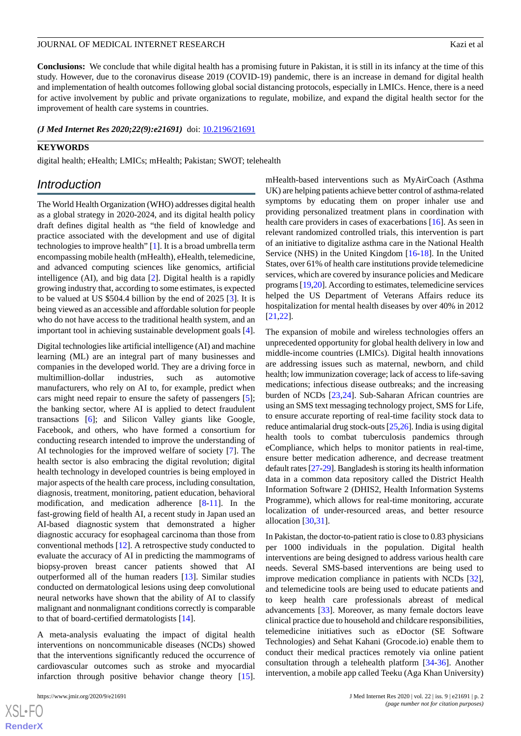**Conclusions:** We conclude that while digital health has a promising future in Pakistan, it is still in its infancy at the time of this study. However, due to the coronavirus disease 2019 (COVID-19) pandemic, there is an increase in demand for digital health and implementation of health outcomes following global social distancing protocols, especially in LMICs. Hence, there is a need for active involvement by public and private organizations to regulate, mobilize, and expand the digital health sector for the improvement of health care systems in countries.

*(J Med Internet Res 2020;22(9):e21691)* doi: 10.2196/21691

**KEYWORDS**

digital health; eHealth; LMICs; mHealth; Pakistan; SWOT; telehealth

## Introduction

The World Health Organization (WHO) addresses digital health as a global strategy in 2020-2024, and its digital health policy draft defines digital health as "the field of knowledge and practice associated with the development and use of digital technologies to improve health" [1]. It is a broad umbrella term encompassing mobile health (mHealth), eHealth, telemedicine, and advanced computing sciences like genomics, artificial intelligence (AI), and big data [2]. Digital health is a rapidly growing industry that, according to some estimates, is expected to be valued at US $504.4 billion by the end of 2025 [3]. It is being viewed as an accessible and affordable solution for people who do not have access to the traditional health system, and an important tool in achieving sustainable development goals [4].

Digital technologies like artificial intelligence (AI) and machine learning (ML) are an integral part of many businesses and companies in the developed world. They are a driving force in multimillion-dollar industries, such as automotive manufacturers, who rely on AI to, for example, predict when cars might need repair to ensure the safety of passengers [5]; the banking sector, where AI is applied to detect fraudulent transactions [6]; and Silicon Valley giants like Google, Facebook, and others, who have formed a consortium for conducting research intended to improve the understanding of AI technologies for the improved welfare of society [7]. The health sector is also embracing the digital revolution; digital health technology in developed countries is being employed in major aspects of the health care process, including consultation, diagnosis, treatment, monitoring, patient education, behavioral modification, and medication adherence [8-11]. In the fast-growing field of health AI, a recent study in Japan used an AI-based diagnostic system that demonstrated a higher diagnostic accuracy for esophageal carcinoma than those from conventional methods [12]. A retrospective study conducted to evaluate the accuracy of AI in predicting the mammograms of biopsy-proven breast cancer patients showed that AI outperformed all of the human readers [13]. Similar studies conducted on dermatological lesions using deep convolutional neural networks have shown that the ability of AI to classify malignant and nonmalignant conditions correctly is comparable to that of board-certified dermatologists [14].

A meta-analysis evaluating the impact of digital health interventions on noncommunicable diseases (NCDs) showed that the interventions significantly reduced the occurrence of cardiovascular outcomes such as stroke and myocardial infarction through positive behavior change theory [15]. mHealth-based interventions such as MyAirCoach (Asthma UK) are helping patients achieve better control of asthma-related symptoms by educating them on proper inhaler use and providing personalized treatment plans in coordination with health care providers in cases of exacerbations [16]. As seen in relevant randomized controlled trials, this intervention is part of an initiative to digitalize asthma care in the National Health Service (NHS) in the United Kingdom [16-18]. In the United States, over 61% of health care institutions provide telemedicine services, which are covered by insurance policies and Medicare programs [19,20]. According to estimates, telemedicine services helped the US Department of Veterans Affairs reduce its hospitalization for mental health diseases by over 40% in 2012 [21,22].

The expansion of mobile and wireless technologies offers an unprecedented opportunity for global health delivery in low and middle-income countries (LMICs). Digital health innovations are addressing issues such as maternal, newborn, and child health; low immunization coverage; lack of access to life-saving medications; infectious disease outbreaks; and the increasing burden of NCDs [23,24]. Sub-Saharan African countries are using an SMS text messaging technology project, SMS for Life, to ensure accurate reporting of real-time facility stock data to reduce antimalarial drug stock-outs [25,26]. India is using digital health tools to combat tuberculosis pandemics through eCompliance, which helps to monitor patients in real-time, ensure better medication adherence, and decrease treatment default rates [27-29]. Bangladesh is storing its health information data in a common data repository called the District Health Information Software 2 (DHIS2, Health Information Systems Programme), which allows for real-time monitoring, accurate localization of under-resourced areas, and better resource allocation [30,31].

In Pakistan, the doctor-to-patient ratio is close to 0.83 physicians per 1000 individuals in the population. Digital health interventions are being designed to address various health care needs. Several SMS-based interventions are being used to improve medication compliance in patients with NCDs [32], and telemedicine tools are being used to educate patients and to keep health care professionals abreast of medical advancements [33]. Moreover, as many female doctors leave clinical practice due to household and childcare responsibilities, telemedicine initiatives such as eDoctor (SE Software Technologies) and Sehat Kahani (Grocode.io) enable them to conduct their medical practices remotely via online patient consultation through a telehealth platform [34-36]. Another intervention, a mobile app called Teeku (Aga Khan University)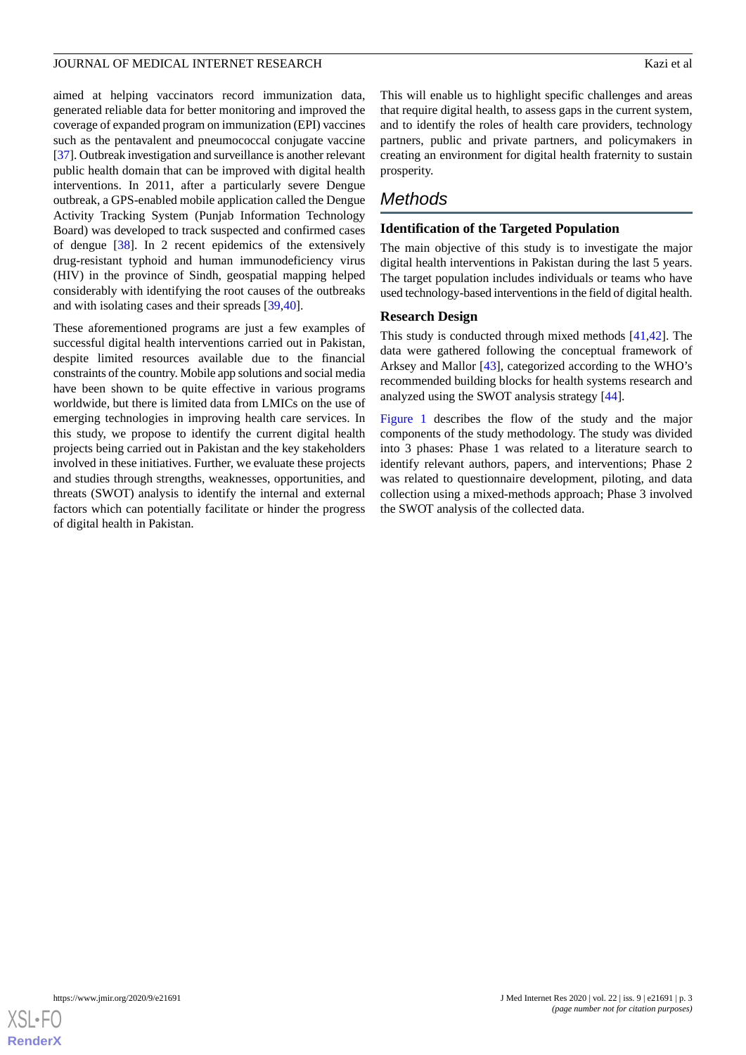aimed at helping vaccinators record immunization data, generated reliable data for better monitoring and improved the coverage of expanded program on immunization (EPI) vaccines such as the pentavalent and pneumococcal conjugate vaccine [37]. Outbreak investigation and surveillance is another relevant public health domain that can be improved with digital health interventions. In 2011, after a particularly severe Dengue outbreak, a GPS-enabled mobile application called the Dengue Activity Tracking System (Punjab Information Technology Board) was developed to track suspected and confirmed cases of dengue [38]. In 2 recent epidemics of the extensively drug-resistant typhoid and human immunodeficiency virus (HIV) in the province of Sindh, geospatial mapping helped considerably with identifying the root causes of the outbreaks and with isolating cases and their spreads [39,40].

These aforementioned programs are just a few examples of successful digital health interventions carried out in Pakistan, despite limited resources available due to the financial constraints of the country. Mobile app solutions and social media have been shown to be quite effective in various programs worldwide, but there is limited data from LMICs on the use of emerging technologies in improving health care services. In this study, we propose to identify the current digital health projects being carried out in Pakistan and the key stakeholders involved in these initiatives. Further, we evaluate these projects and studies through strengths, weaknesses, opportunities, and threats (SWOT) analysis to identify the internal and external factors which can potentially facilitate or hinder the progress of digital health in Pakistan.

This will enable us to highlight specific challenges and areas that require digital health, to assess gaps in the current system, and to identify the roles of health care providers, technology partners, public and private partners, and policymakers in creating an environment for digital health fraternity to sustain prosperity.

## Methods

### Identification of the Targeted Population

The main objective of this study is to investigate the major digital health interventions in Pakistan during the last 5 years. The target population includes individuals or teams who have used technology-based interventions in the field of digital health.

### Research Design

This study is conducted through mixed methods [41,42]. The data were gathered following the conceptual framework of Arksey and Mallor [43], categorized according to the WHO's recommended building blocks for health systems research and analyzed using the SWOT analysis strategy [44].

Figure 1 describes the flow of the study and the major components of the study methodology. The study was divided into 3 phases: Phase 1 was related to a literature search to identify relevant authors, papers, and interventions; Phase 2 was related to questionnaire development, piloting, and data collection using a mixed-methods approach; Phase 3 involved the SWOT analysis of the collected data.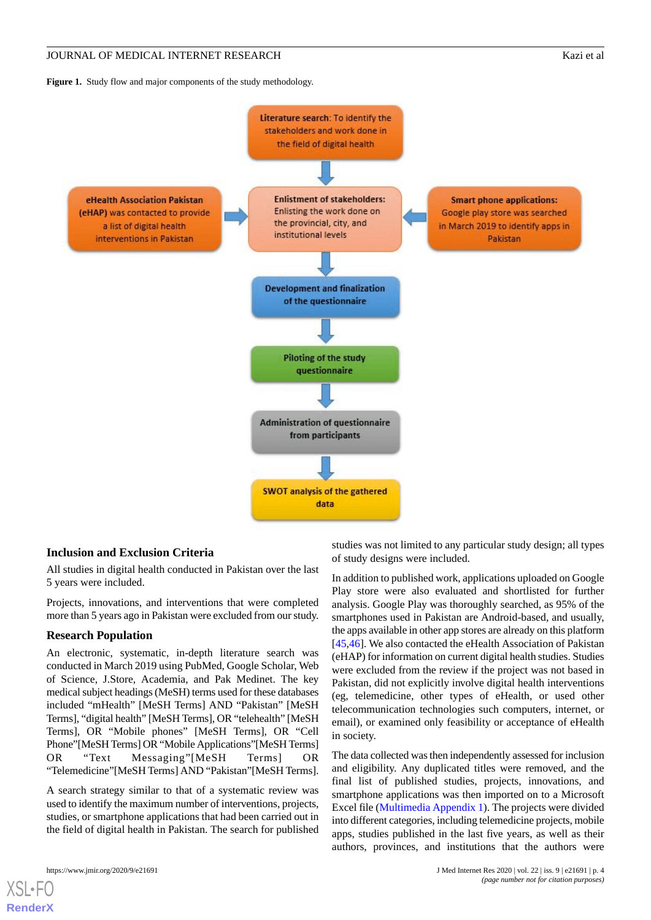**Figure 1.** Study flow and major components of the study methodology.

Literature search: To identify the stakeholders and work done in the field of digital health

eHealth Association Pakistan (eHAP) was contacted to provide a list of digital health interventions in Pakistan

Enlistment of stakeholders: Enlisting the work done on the provincial, city, and institutional levels

Smart phone applications: Google play store was searched in March 2019 to identify apps in Pakistan

Development and finalization of the questionnaire

Piloting of the study questionnaire

Administration of questionnaire from participants

SWOT analysis of the gathered data

### Inclusion and Exclusion Criteria

All studies in digital health conducted in Pakistan over the last 5 years were included.

Projects, innovations, and interventions that were completed more than 5 years ago in Pakistan were excluded from our study.

### Research Population

An electronic, systematic, in-depth literature search was conducted in March 2019 using PubMed, Google Scholar, Web of Science, J.Store, Academia, and Pak Medinet. The key medical subject headings (MeSH) terms used for these databases included "mHealth" [MeSH Terms] AND "Pakistan" [MeSH Terms], "digital health" [MeSH Terms], OR "telehealth" [MeSH Terms], OR "Mobile phones" [MeSH Terms], OR "Cell Phone"[MeSH Terms] OR "Mobile Applications"[MeSH Terms] OR "Text Messaging"[MeSH Terms] OR "Telemedicine"[MeSH Terms] AND "Pakistan"[MeSH Terms].

A search strategy similar to that of a systematic review was used to identify the maximum number of interventions, projects, studies, or smartphone applications that had been carried out in the field of digital health in Pakistan. The search for published studies was not limited to any particular study design; all types of study designs were included.

In addition to published work, applications uploaded on Google Play store were also evaluated and shortlisted for further analysis. Google Play was thoroughly searched, as 95% of the smartphones used in Pakistan are Android-based, and usually, the apps available in other app stores are already on this platform [45,46]. We also contacted the eHealth Association of Pakistan (eHAP) for information on current digital health studies. Studies were excluded from the review if the project was not based in Pakistan, did not explicitly involve digital health interventions (eg, telemedicine, other types of eHealth, or used other telecommunication technologies such computers, internet, or email), or examined only feasibility or acceptance of eHealth in society.

The data collected was then independently assessed for inclusion and eligibility. Any duplicated titles were removed, and the final list of published studies, projects, innovations, and smartphone applications was then imported on to a Microsoft Excel file (Multimedia Appendix 1). The projects were divided into different categories, including telemedicine projects, mobile apps, studies published in the last five years, as well as their authors, provinces, and institutions that the authors were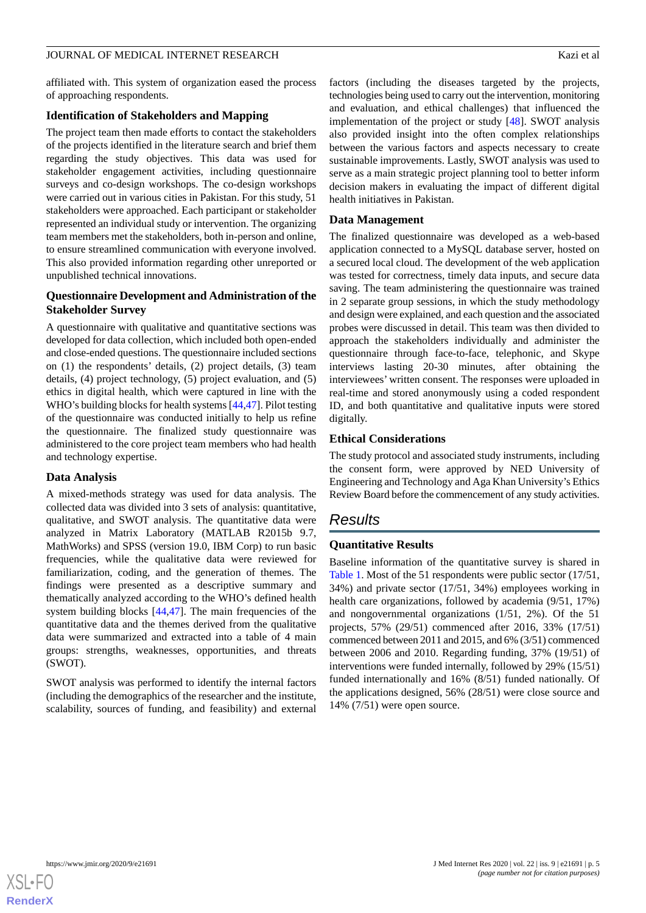affiliated with. This system of organization eased the process of approaching respondents.

### Identification of Stakeholders and Mapping

The project team then made efforts to contact the stakeholders of the projects identified in the literature search and brief them regarding the study objectives. This data was used for stakeholder engagement activities, including questionnaire surveys and co-design workshops. The co-design workshops were carried out in various cities in Pakistan. For this study, 51 stakeholders were approached. Each participant or stakeholder represented an individual study or intervention. The organizing team members met the stakeholders, both in-person and online, to ensure streamlined communication with everyone involved. This also provided information regarding other unreported or unpublished technical innovations.

### Questionnaire Development and Administration of the Stakeholder Survey

A questionnaire with qualitative and quantitative sections was developed for data collection, which included both open-ended and close-ended questions. The questionnaire included sections on (1) the respondents' details, (2) project details, (3) team details, (4) project technology, (5) project evaluation, and (5) ethics in digital health, which were captured in line with the WHO's building blocks for health systems [44,47]. Pilot testing of the questionnaire was conducted initially to help us refine the questionnaire. The finalized study questionnaire was administered to the core project team members who had health and technology expertise.

### Data Analysis

A mixed-methods strategy was used for data analysis. The collected data was divided into 3 sets of analysis: quantitative, qualitative, and SWOT analysis. The quantitative data were analyzed in Matrix Laboratory (MATLAB R2015b 9.7, MathWorks) and SPSS (version 19.0, IBM Corp) to run basic frequencies, while the qualitative data were reviewed for familiarization, coding, and the generation of themes. The findings were presented as a descriptive summary and thematically analyzed according to the WHO's defined health system building blocks [44,47]. The main frequencies of the quantitative data and the themes derived from the qualitative data were summarized and extracted into a table of 4 main groups: strengths, weaknesses, opportunities, and threats (SWOT).

SWOT analysis was performed to identify the internal factors (including the demographics of the researcher and the institute, scalability, sources of funding, and feasibility) and external factors (including the diseases targeted by the projects, technologies being used to carry out the intervention, monitoring and evaluation, and ethical challenges) that influenced the implementation of the project or study [48]. SWOT analysis also provided insight into the often complex relationships between the various factors and aspects necessary to create sustainable improvements. Lastly, SWOT analysis was used to serve as a main strategic project planning tool to better inform decision makers in evaluating the impact of different digital health initiatives in Pakistan.

### Data Management

The finalized questionnaire was developed as a web-based application connected to a MySQL database server, hosted on a secured local cloud. The development of the web application was tested for correctness, timely data inputs, and secure data saving. The team administering the questionnaire was trained in 2 separate group sessions, in which the study methodology and design were explained, and each question and the associated probes were discussed in detail. This team was then divided to approach the stakeholders individually and administer the questionnaire through face-to-face, telephonic, and Skype interviews lasting 20-30 minutes, after obtaining the interviewees' written consent. The responses were uploaded in real-time and stored anonymously using a coded respondent ID, and both quantitative and qualitative inputs were stored digitally.

### Ethical Considerations

The study protocol and associated study instruments, including the consent form, were approved by NED University of Engineering and Technology and Aga Khan University's Ethics Review Board before the commencement of any study activities.

## Results

### Quantitative Results

Baseline information of the quantitative survey is shared in Table 1. Most of the 51 respondents were public sector (17/51, 34%) and private sector (17/51, 34%) employees working in health care organizations, followed by academia (9/51, 17%) and nongovernmental organizations (1/51, 2%). Of the 51 projects, 57% (29/51) commenced after 2016, 33% (17/51) commenced between 2011 and 2015, and 6% (3/51) commenced between 2006 and 2010. Regarding funding, 37% (19/51) of interventions were funded internally, followed by 29% (15/51) funded internationally and 16% (8/51) funded nationally. Of the applications designed, 56% (28/51) were close source and 14% (7/51) were open source.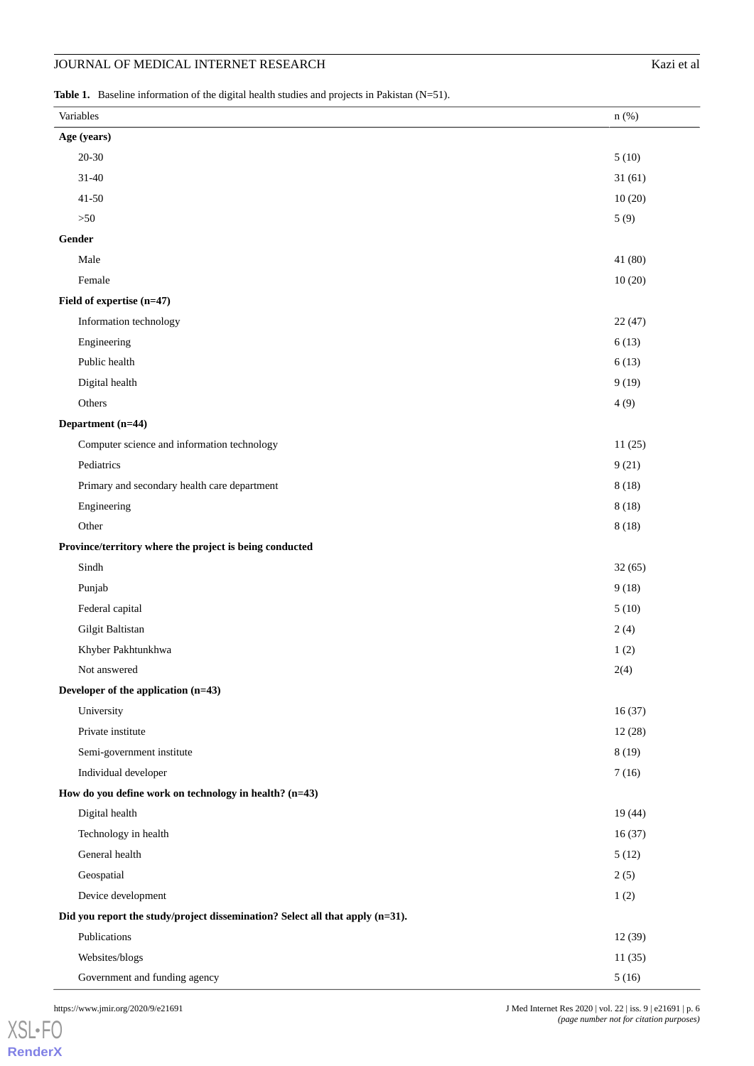**Table 1.** Baseline information of the digital health studies and projects in Pakistan (N=51).

| Variables | n (%) |
|---|---|
| **Age (years)** | |
| 20-30 | 5 (10) |
| 31-40 | 31 (61) |
| 41-50 | 10 (20) |
| >50 | 5 (9) |
| **Gender** | |
| Male | 41 (80) |
| Female | 10 (20) |
| **Field of expertise (n=47)** | |
| Information technology | 22 (47) |
| Engineering | 6 (13) |
| Public health | 6 (13) |
| Digital health | 9 (19) |
| Others | 4 (9) |
| **Department (n=44)** | |
| Computer science and information technology | 11 (25) |
| Pediatrics | 9 (21) |
| Primary and secondary health care department | 8 (18) |
| Engineering | 8 (18) |
| Other | 8 (18) |
| **Province/territory where the project is being conducted** | |
| Sindh | 32 (65) |
| Punjab | 9 (18) |
| Federal capital | 5 (10) |
| Gilgit Baltistan | 2 (4) |
| Khyber Pakhtunkhwa | 1 (2) |
| Not answered | 2(4) |
| **Developer of the application (n=43)** | |
| University | 16 (37) |
| Private institute | 12 (28) |
| Semi-government institute | 8 (19) |
| Individual developer | 7 (16) |
| **How do you define work on technology in health? (n=43)** | |
| Digital health | 19 (44) |
| Technology in health | 16 (37) |
| General health | 5 (12) |
| Geospatial | 2 (5) |
| Device development | 1 (2) |
| **Did you report the study/project dissemination? Select all that apply (n=31).** | |
| Publications | 12 (39) |
| Websites/blogs | 11 (35) |
| Government and funding agency | 5 (16) |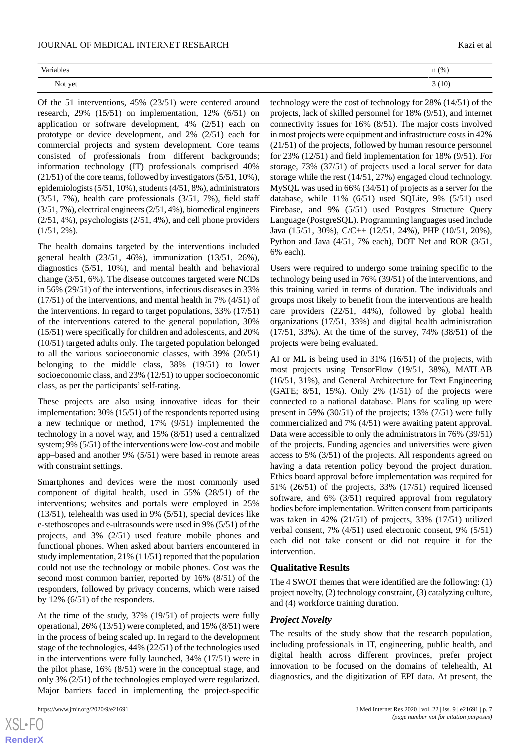| Variables | n (%) |
|---|---|
| Not yet | 3 (10) |

Of the 51 interventions, 45% (23/51) were centered around research, 29% (15/51) on implementation, 12% (6/51) on application or software development, 4% (2/51) each on prototype or device development, and 2% (2/51) each for commercial projects and system development. Core teams consisted of professionals from different backgrounds; information technology (IT) professionals comprised 40% (21/51) of the core teams, followed by investigators (5/51, 10%), epidemiologists (5/51, 10%), students (4/51, 8%), administrators (3/51, 7%), health care professionals (3/51, 7%), field staff (3/51, 7%), electrical engineers (2/51, 4%), biomedical engineers (2/51, 4%), psychologists (2/51, 4%), and cell phone providers (1/51, 2%).

The health domains targeted by the interventions included general health (23/51, 46%), immunization (13/51, 26%), diagnostics (5/51, 10%), and mental health and behavioral change (3/51, 6%). The disease outcomes targeted were NCDs in 56% (29/51) of the interventions, infectious diseases in 33% (17/51) of the interventions, and mental health in 7% (4/51) of the interventions. In regard to target populations, 33% (17/51) of the interventions catered to the general population, 30% (15/51) were specifically for children and adolescents, and 20% (10/51) targeted adults only. The targeted population belonged to all the various socioeconomic classes, with 39% (20/51) belonging to the middle class, 38% (19/51) to lower socioeconomic class, and 23% (12/51) to upper socioeconomic class, as per the participants' self-rating.

These projects are also using innovative ideas for their implementation: 30% (15/51) of the respondents reported using a new technique or method, 17% (9/51) implemented the technology in a novel way, and 15% (8/51) used a centralized system; 9% (5/51) of the interventions were low-cost and mobile app–based and another 9% (5/51) were based in remote areas with constraint settings.

Smartphones and devices were the most commonly used component of digital health, used in 55% (28/51) of the interventions; websites and portals were employed in 25% (13/51), telehealth was used in 9% (5/51), special devices like e-stethoscopes and e-ultrasounds were used in 9% (5/51) of the projects, and 3% (2/51) used feature mobile phones and functional phones. When asked about barriers encountered in study implementation, 21% (11/51) reported that the population could not use the technology or mobile phones. Cost was the second most common barrier, reported by 16% (8/51) of the responders, followed by privacy concerns, which were raised by 12% (6/51) of the responders.

At the time of the study, 37% (19/51) of projects were fully operational, 26% (13/51) were completed, and 15% (8/51) were in the process of being scaled up. In regard to the development stage of the technologies, 44% (22/51) of the technologies used in the interventions were fully launched, 34% (17/51) were in the pilot phase, 16% (8/51) were in the conceptual stage, and only 3% (2/51) of the technologies employed were regularized. Major barriers faced in implementing the project-specific technology were the cost of technology for 28% (14/51) of the projects, lack of skilled personnel for 18% (9/51), and internet connectivity issues for 16% (8/51). The major costs involved in most projects were equipment and infrastructure costs in 42% (21/51) of the projects, followed by human resource personnel for 23% (12/51) and field implementation for 18% (9/51). For storage, 73% (37/51) of projects used a local server for data storage while the rest (14/51, 27%) engaged cloud technology. MySQL was used in 66% (34/51) of projects as a server for the database, while 11% (6/51) used SQLite, 9% (5/51) used Firebase, and 9% (5/51) used Postgres Structure Query Language (PostgreSQL). Programming languages used include Java (15/51, 30%), C/C++ (12/51, 24%), PHP (10/51, 20%), Python and Java (4/51, 7% each), DOT Net and ROR (3/51, 6% each).

Users were required to undergo some training specific to the technology being used in 76% (39/51) of the interventions, and this training varied in terms of duration. The individuals and groups most likely to benefit from the interventions are health care providers (22/51, 44%), followed by global health organizations (17/51, 33%) and digital health administration (17/51, 33%). At the time of the survey, 74% (38/51) of the projects were being evaluated.

AI or ML is being used in 31% (16/51) of the projects, with most projects using TensorFlow (19/51, 38%), MATLAB (16/51, 31%), and General Architecture for Text Engineering (GATE; 8/51, 15%). Only 2% (1/51) of the projects were connected to a national database. Plans for scaling up were present in 59% (30/51) of the projects; 13% (7/51) were fully commercialized and 7% (4/51) were awaiting patent approval. Data were accessible to only the administrators in 76% (39/51) of the projects. Funding agencies and universities were given access to 5% (3/51) of the projects. All respondents agreed on having a data retention policy beyond the project duration. Ethics board approval before implementation was required for 51% (26/51) of the projects, 33% (17/51) required licensed software, and 6% (3/51) required approval from regulatory bodies before implementation. Written consent from participants was taken in 42% (21/51) of projects, 33% (17/51) utilized verbal consent, 7% (4/51) used electronic consent, 9% (5/51) each did not take consent or did not require it for the intervention.

## Qualitative Results

The 4 SWOT themes that were identified are the following: (1) project novelty, (2) technology constraint, (3) catalyzing culture, and (4) workforce training duration.

### *Project Novelty*

The results of the study show that the research population, including professionals in IT, engineering, public health, and digital health across different provinces, prefer project innovation to be focused on the domains of telehealth, AI diagnostics, and the digitization of EPI data. At present, the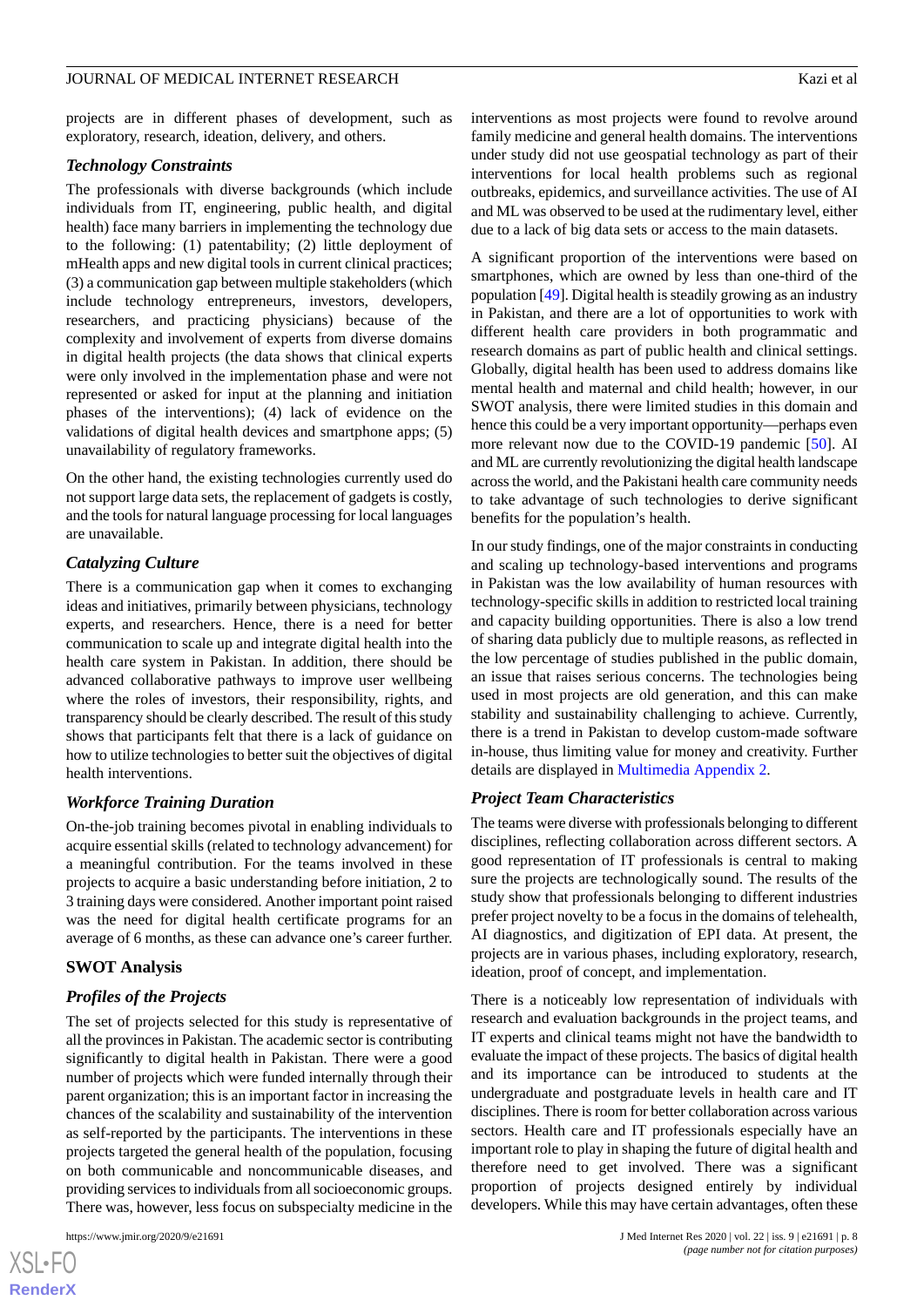projects are in different phases of development, such as exploratory, research, ideation, delivery, and others.

### Technology Constraints

The professionals with diverse backgrounds (which include individuals from IT, engineering, public health, and digital health) face many barriers in implementing the technology due to the following: (1) patentability; (2) little deployment of mHealth apps and new digital tools in current clinical practices; (3) a communication gap between multiple stakeholders (which include technology entrepreneurs, investors, developers, researchers, and practicing physicians) because of the complexity and involvement of experts from diverse domains in digital health projects (the data shows that clinical experts were only involved in the implementation phase and were not represented or asked for input at the planning and initiation phases of the interventions); (4) lack of evidence on the validations of digital health devices and smartphone apps; (5) unavailability of regulatory frameworks.

On the other hand, the existing technologies currently used do not support large data sets, the replacement of gadgets is costly, and the tools for natural language processing for local languages are unavailable.

### Catalyzing Culture

There is a communication gap when it comes to exchanging ideas and initiatives, primarily between physicians, technology experts, and researchers. Hence, there is a need for better communication to scale up and integrate digital health into the health care system in Pakistan. In addition, there should be advanced collaborative pathways to improve user wellbeing where the roles of investors, their responsibility, rights, and transparency should be clearly described. The result of this study shows that participants felt that there is a lack of guidance on how to utilize technologies to better suit the objectives of digital health interventions.

### Workforce Training Duration

On-the-job training becomes pivotal in enabling individuals to acquire essential skills (related to technology advancement) for a meaningful contribution. For the teams involved in these projects to acquire a basic understanding before initiation, 2 to 3 training days were considered. Another important point raised was the need for digital health certificate programs for an average of 6 months, as these can advance one's career further.

## SWOT Analysis

### Profiles of the Projects

The set of projects selected for this study is representative of all the provinces in Pakistan. The academic sector is contributing significantly to digital health in Pakistan. There were a good number of projects which were funded internally through their parent organization; this is an important factor in increasing the chances of the scalability and sustainability of the intervention as self-reported by the participants. The interventions in these projects targeted the general health of the population, focusing on both communicable and noncommunicable diseases, and providing services to individuals from all socioeconomic groups. There was, however, less focus on subspecialty medicine in the interventions as most projects were found to revolve around family medicine and general health domains. The interventions under study did not use geospatial technology as part of their interventions for local health problems such as regional outbreaks, epidemics, and surveillance activities. The use of AI and ML was observed to be used at the rudimentary level, either due to a lack of big data sets or access to the main datasets.

A significant proportion of the interventions were based on smartphones, which are owned by less than one-third of the population [49]. Digital health is steadily growing as an industry in Pakistan, and there are a lot of opportunities to work with different health care providers in both programmatic and research domains as part of public health and clinical settings. Globally, digital health has been used to address domains like mental health and maternal and child health; however, in our SWOT analysis, there were limited studies in this domain and hence this could be a very important opportunity—perhaps even more relevant now due to the COVID-19 pandemic [50]. AI and ML are currently revolutionizing the digital health landscape across the world, and the Pakistani health care community needs to take advantage of such technologies to derive significant benefits for the population's health.

In our study findings, one of the major constraints in conducting and scaling up technology-based interventions and programs in Pakistan was the low availability of human resources with technology-specific skills in addition to restricted local training and capacity building opportunities. There is also a low trend of sharing data publicly due to multiple reasons, as reflected in the low percentage of studies published in the public domain, an issue that raises serious concerns. The technologies being used in most projects are old generation, and this can make stability and sustainability challenging to achieve. Currently, there is a trend in Pakistan to develop custom-made software in-house, thus limiting value for money and creativity. Further details are displayed in Multimedia Appendix 2.

### Project Team Characteristics

The teams were diverse with professionals belonging to different disciplines, reflecting collaboration across different sectors. A good representation of IT professionals is central to making sure the projects are technologically sound. The results of the study show that professionals belonging to different industries prefer project novelty to be a focus in the domains of telehealth, AI diagnostics, and digitization of EPI data. At present, the projects are in various phases, including exploratory, research, ideation, proof of concept, and implementation.

There is a noticeably low representation of individuals with research and evaluation backgrounds in the project teams, and IT experts and clinical teams might not have the bandwidth to evaluate the impact of these projects. The basics of digital health and its importance can be introduced to students at the undergraduate and postgraduate levels in health care and IT disciplines. There is room for better collaboration across various sectors. Health care and IT professionals especially have an important role to play in shaping the future of digital health and therefore need to get involved. There was a significant proportion of projects designed entirely by individual developers. While this may have certain advantages, often these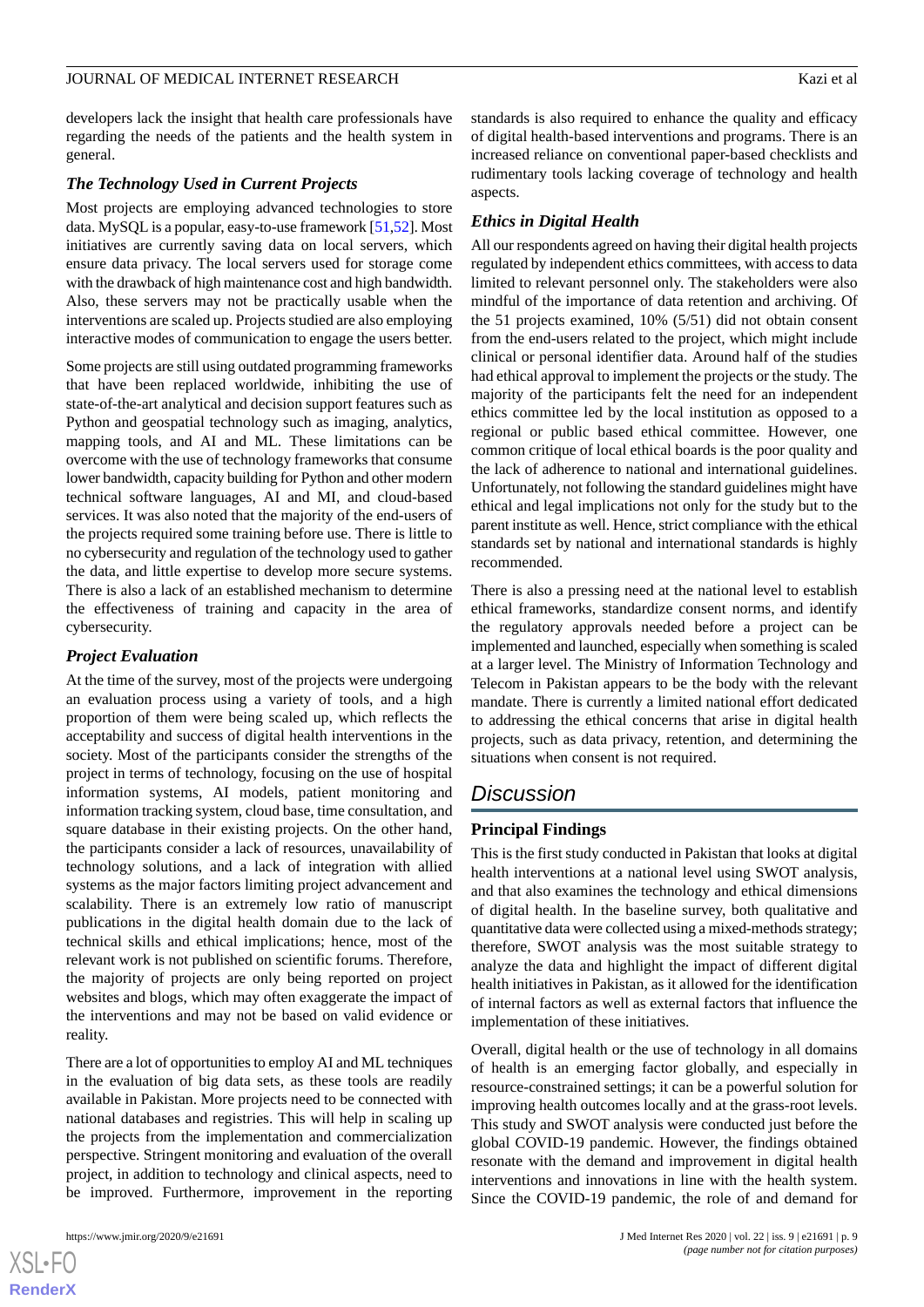developers lack the insight that health care professionals have regarding the needs of the patients and the health system in general.

### The Technology Used in Current Projects

Most projects are employing advanced technologies to store data. MySQL is a popular, easy-to-use framework [51,52]. Most initiatives are currently saving data on local servers, which ensure data privacy. The local servers used for storage come with the drawback of high maintenance cost and high bandwidth. Also, these servers may not be practically usable when the interventions are scaled up. Projects studied are also employing interactive modes of communication to engage the users better.

Some projects are still using outdated programming frameworks that have been replaced worldwide, inhibiting the use of state-of-the-art analytical and decision support features such as Python and geospatial technology such as imaging, analytics, mapping tools, and AI and ML. These limitations can be overcome with the use of technology frameworks that consume lower bandwidth, capacity building for Python and other modern technical software languages, AI and MI, and cloud-based services. It was also noted that the majority of the projects required some training before use. There is little to no cybersecurity and regulation of the technology used to gather the data, and little expertise to develop more secure systems. There is also a lack of an established mechanism to determine the effectiveness of training and capacity in the area of cybersecurity.

### Project Evaluation

At the time of the survey, most of the projects were undergoing an evaluation process using a variety of tools, and a high proportion of them were being scaled up, which reflects the acceptability and success of digital health interventions in the society. Most of the participants consider the strengths of the project in terms of technology, focusing on the use of hospital information systems, AI models, patient monitoring and information tracking system, cloud base, time consultation, and square database in their existing projects. On the other hand, the participants consider a lack of resources, unavailability of technology solutions, and a lack of integration with allied systems as the major factors limiting project advancement and scalability. There is an extremely low ratio of manuscript publications in the digital health domain due to the lack of technical skills and ethical implications; hence, most of the relevant work is not published on scientific forums. Therefore, the majority of projects are only being reported on project websites and blogs, which may often exaggerate the impact of the interventions and may not be based on valid evidence or reality.

There are a lot of opportunities to employ AI and ML techniques in the evaluation of big data sets, as these tools are readily available in Pakistan. More projects need to be connected with national databases and registries. This will help in scaling up the projects from the implementation and commercialization perspective. Stringent monitoring and evaluation of the overall project, in addition to technology and clinical aspects, need to be improved. Furthermore, improvement in the reporting standards is also required to enhance the quality and efficacy of digital health-based interventions and programs. There is an increased reliance on conventional paper-based checklists and rudimentary tools lacking coverage of technology and health aspects.

### Ethics in Digital Health

All our respondents agreed on having their digital health projects regulated by independent ethics committees, with access to data limited to relevant personnel only. The stakeholders were also mindful of the importance of data retention and archiving. Of the 51 projects examined, 10% (5/51) did not obtain consent from the end-users related to the project, which might include clinical or personal identifier data. Around half of the studies had ethical approval to implement the projects or the study. The majority of the participants felt the need for an independent ethics committee led by the local institution as opposed to a regional or public based ethical committee. However, one common critique of local ethical boards is the poor quality and the lack of adherence to national and international guidelines. Unfortunately, not following the standard guidelines might have ethical and legal implications not only for the study but to the parent institute as well. Hence, strict compliance with the ethical standards set by national and international standards is highly recommended.

There is also a pressing need at the national level to establish ethical frameworks, standardize consent norms, and identify the regulatory approvals needed before a project can be implemented and launched, especially when something is scaled at a larger level. The Ministry of Information Technology and Telecom in Pakistan appears to be the body with the relevant mandate. There is currently a limited national effort dedicated to addressing the ethical concerns that arise in digital health projects, such as data privacy, retention, and determining the situations when consent is not required.

## Discussion

### Principal Findings

This is the first study conducted in Pakistan that looks at digital health interventions at a national level using SWOT analysis, and that also examines the technology and ethical dimensions of digital health. In the baseline survey, both qualitative and quantitative data were collected using a mixed-methods strategy; therefore, SWOT analysis was the most suitable strategy to analyze the data and highlight the impact of different digital health initiatives in Pakistan, as it allowed for the identification of internal factors as well as external factors that influence the implementation of these initiatives.

Overall, digital health or the use of technology in all domains of health is an emerging factor globally, and especially in resource-constrained settings; it can be a powerful solution for improving health outcomes locally and at the grass-root levels. This study and SWOT analysis were conducted just before the global COVID-19 pandemic. However, the findings obtained resonate with the demand and improvement in digital health interventions and innovations in line with the health system. Since the COVID-19 pandemic, the role of and demand for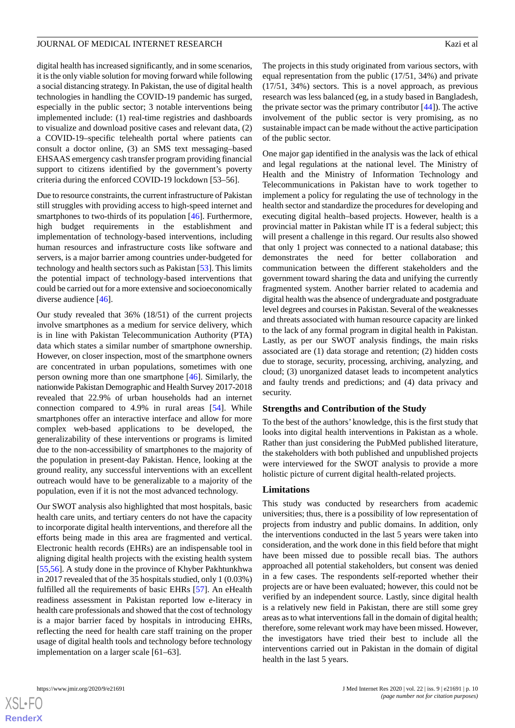digital health has increased significantly, and in some scenarios, it is the only viable solution for moving forward while following a social distancing strategy. In Pakistan, the use of digital health technologies in handling the COVID-19 pandemic has surged, especially in the public sector; 3 notable interventions being implemented include: (1) real-time registries and dashboards to visualize and download positive cases and relevant data, (2) a COVID-19–specific telehealth portal where patients can consult a doctor online, (3) an SMS text messaging–based EHSAAS emergency cash transfer program providing financial support to citizens identified by the government's poverty criteria during the enforced COVID-19 lockdown [53–56].

Due to resource constraints, the current infrastructure of Pakistan still struggles with providing access to high-speed internet and smartphones to two-thirds of its population [46]. Furthermore, high budget requirements in the establishment and implementation of technology-based interventions, including human resources and infrastructure costs like software and servers, is a major barrier among countries under-budgeted for technology and health sectors such as Pakistan [53]. This limits the potential impact of technology-based interventions that could be carried out for a more extensive and socioeconomically diverse audience [46].

Our study revealed that 36% (18/51) of the current projects involve smartphones as a medium for service delivery, which is in line with Pakistan Telecommunication Authority (PTA) data which states a similar number of smartphone ownership. However, on closer inspection, most of the smartphone owners are concentrated in urban populations, sometimes with one person owning more than one smartphone [46]. Similarly, the nationwide Pakistan Demographic and Health Survey 2017-2018 revealed that 22.9% of urban households had an internet connection compared to 4.9% in rural areas [54]. While smartphones offer an interactive interface and allow for more complex web-based applications to be developed, the generalizability of these interventions or programs is limited due to the non-accessibility of smartphones to the majority of the population in present-day Pakistan. Hence, looking at the ground reality, any successful interventions with an excellent outreach would have to be generalizable to a majority of the population, even if it is not the most advanced technology.

Our SWOT analysis also highlighted that most hospitals, basic health care units, and tertiary centers do not have the capacity to incorporate digital health interventions, and therefore all the efforts being made in this area are fragmented and vertical. Electronic health records (EHRs) are an indispensable tool in aligning digital health projects with the existing health system [55,56]. A study done in the province of Khyber Pakhtunkhwa in 2017 revealed that of the 35 hospitals studied, only 1 (0.03%) fulfilled all the requirements of basic EHRs [57]. An eHealth readiness assessment in Pakistan reported low e-literacy in health care professionals and showed that the cost of technology is a major barrier faced by hospitals in introducing EHRs, reflecting the need for health care staff training on the proper usage of digital health tools and technology before technology implementation on a larger scale [61–63].

The projects in this study originated from various sectors, with equal representation from the public (17/51, 34%) and private (17/51, 34%) sectors. This is a novel approach, as previous research was less balanced (eg, in a study based in Bangladesh, the private sector was the primary contributor [44]). The active involvement of the public sector is very promising, as no sustainable impact can be made without the active participation of the public sector.

One major gap identified in the analysis was the lack of ethical and legal regulations at the national level. The Ministry of Health and the Ministry of Information Technology and Telecommunications in Pakistan have to work together to implement a policy for regulating the use of technology in the health sector and standardize the procedures for developing and executing digital health–based projects. However, health is a provincial matter in Pakistan while IT is a federal subject; this will present a challenge in this regard. Our results also showed that only 1 project was connected to a national database; this demonstrates the need for better collaboration and communication between the different stakeholders and the government toward sharing the data and unifying the currently fragmented system. Another barrier related to academia and digital health was the absence of undergraduate and postgraduate level degrees and courses in Pakistan. Several of the weaknesses and threats associated with human resource capacity are linked to the lack of any formal program in digital health in Pakistan. Lastly, as per our SWOT analysis findings, the main risks associated are (1) data storage and retention; (2) hidden costs due to storage, security, processing, archiving, analyzing, and cloud; (3) unorganized dataset leads to incompetent analytics and faulty trends and predictions; and (4) data privacy and security.

## Strengths and Contribution of the Study

To the best of the authors' knowledge, this is the first study that looks into digital health interventions in Pakistan as a whole. Rather than just considering the PubMed published literature, the stakeholders with both published and unpublished projects were interviewed for the SWOT analysis to provide a more holistic picture of current digital health-related projects.

## Limitations

This study was conducted by researchers from academic universities; thus, there is a possibility of low representation of projects from industry and public domains. In addition, only the interventions conducted in the last 5 years were taken into consideration, and the work done in this field before that might have been missed due to possible recall bias. The authors approached all potential stakeholders, but consent was denied in a few cases. The respondents self-reported whether their projects are or have been evaluated; however, this could not be verified by an independent source. Lastly, since digital health is a relatively new field in Pakistan, there are still some grey areas as to what interventions fall in the domain of digital health; therefore, some relevant work may have been missed. However, the investigators have tried their best to include all the interventions carried out in Pakistan in the domain of digital health in the last 5 years.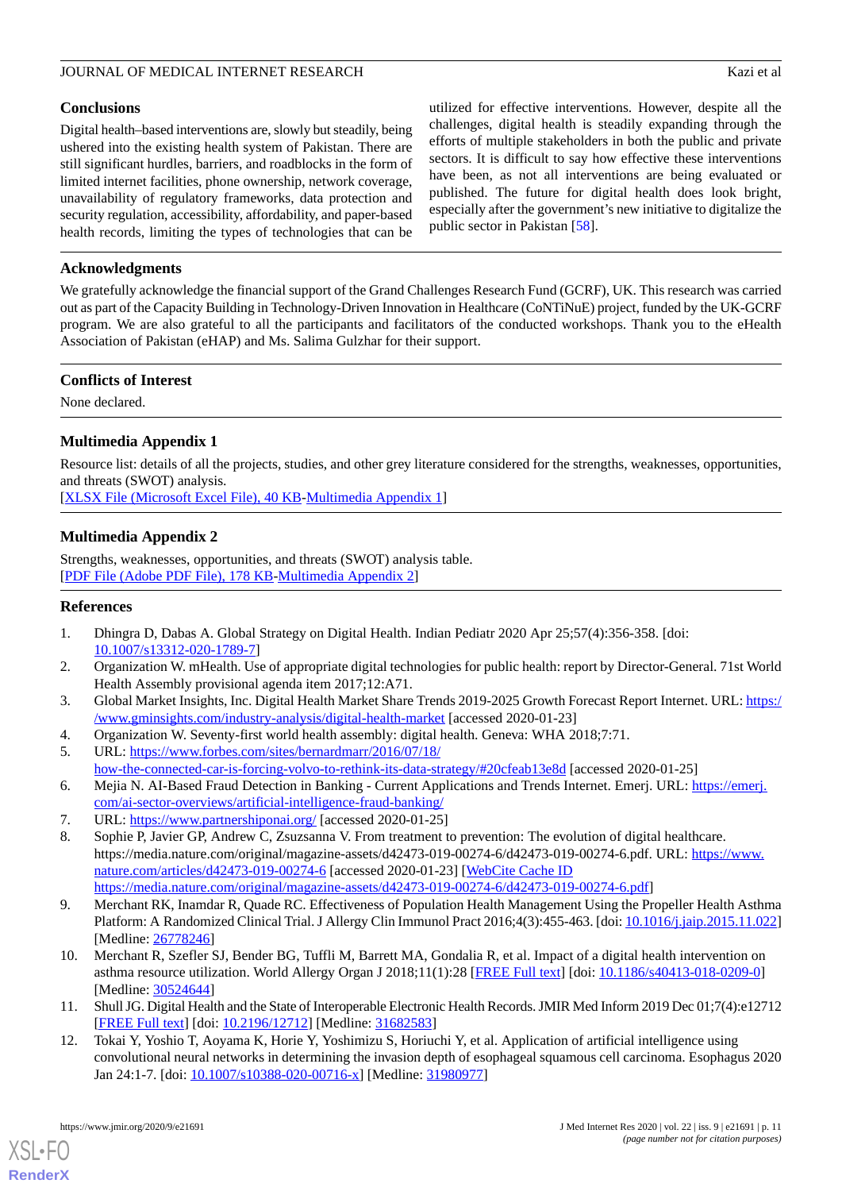## Conclusions

Digital health–based interventions are, slowly but steadily, being ushered into the existing health system of Pakistan. There are still significant hurdles, barriers, and roadblocks in the form of limited internet facilities, phone ownership, network coverage, unavailability of regulatory frameworks, data protection and security regulation, accessibility, affordability, and paper-based health records, limiting the types of technologies that can be utilized for effective interventions. However, despite all the challenges, digital health is steadily expanding through the efforts of multiple stakeholders in both the public and private sectors. It is difficult to say how effective these interventions have been, as not all interventions are being evaluated or published. The future for digital health does look bright, especially after the government's new initiative to digitalize the public sector in Pakistan [58].

## Acknowledgments

We gratefully acknowledge the financial support of the Grand Challenges Research Fund (GCRF), UK. This research was carried out as part of the Capacity Building in Technology-Driven Innovation in Healthcare (CoNTiNuE) project, funded by the UK-GCRF program. We are also grateful to all the participants and facilitators of the conducted workshops. Thank you to the eHealth Association of Pakistan (eHAP) and Ms. Salima Gulzhar for their support.

## Conflicts of Interest

None declared.

## Multimedia Appendix 1

Resource list: details of all the projects, studies, and other grey literature considered for the strengths, weaknesses, opportunities, and threats (SWOT) analysis.

[XLSX File (Microsoft Excel File), 40 KB-Multimedia Appendix 1]

## Multimedia Appendix 2

Strengths, weaknesses, opportunities, and threats (SWOT) analysis table.

[PDF File (Adobe PDF File), 178 KB-Multimedia Appendix 2]

## References

1. Dhingra D, Dabas A. Global Strategy on Digital Health. Indian Pediatr 2020 Apr 25;57(4):356-358. [doi: 10.1007/s13312-020-1789-7]
2. Organization W. mHealth. Use of appropriate digital technologies for public health: report by Director-General. 71st World Health Assembly provisional agenda item 2017;12:A71.
3. Global Market Insights, Inc. Digital Health Market Share Trends 2019-2025 Growth Forecast Report Internet. URL: https://www.gminsights.com/industry-analysis/digital-health-market [accessed 2020-01-23]
4. Organization W. Seventy-first world health assembly: digital health. Geneva: WHA 2018;7:71.
5. URL: https://www.forbes.com/sites/bernardmarr/2016/07/18/how-the-connected-car-is-forcing-volvo-to-rethink-its-data-strategy/#20cfeab13e8d [accessed 2020-01-25]
6. Mejia N. AI-Based Fraud Detection in Banking - Current Applications and Trends Internet. Emerj. URL: https://emerj.com/ai-sector-overviews/artificial-intelligence-fraud-banking/
7. URL: https://www.partnershiponai.org/ [accessed 2020-01-25]
8. Sophie P, Javier GP, Andrew C, Zsuzsanna V. From treatment to prevention: The evolution of digital healthcare. https://media.nature.com/original/magazine-assets/d42473-019-00274-6/d42473-019-00274-6.pdf. URL: https://www.nature.com/articles/d42473-019-00274-6 [accessed 2020-01-23] [WebCite Cache ID https://media.nature.com/original/magazine-assets/d42473-019-00274-6/d42473-019-00274-6.pdf]
9. Merchant RK, Inamdar R, Quade RC. Effectiveness of Population Health Management Using the Propeller Health Asthma Platform: A Randomized Clinical Trial. J Allergy Clin Immunol Pract 2016;4(3):455-463. [doi: 10.1016/j.jaip.2015.11.022] [Medline: 26778246]
10. Merchant R, Szefler SJ, Bender BG, Tuffli M, Barrett MA, Gondalia R, et al. Impact of a digital health intervention on asthma resource utilization. World Allergy Organ J 2018;11(1):28 [FREE Full text] [doi: 10.1186/s40413-018-0209-0] [Medline: 30524644]
11. Shull JG. Digital Health and the State of Interoperable Electronic Health Records. JMIR Med Inform 2019 Dec 01;7(4):e12712 [FREE Full text] [doi: 10.2196/12712] [Medline: 31682583]
12. Tokai Y, Yoshio T, Aoyama K, Horie Y, Yoshimizu S, Horiuchi Y, et al. Application of artificial intelligence using convolutional neural networks in determining the invasion depth of esophageal squamous cell carcinoma. Esophagus 2020 Jan 24:1-7. [doi: 10.1007/s10388-020-00716-x] [Medline: 31980977]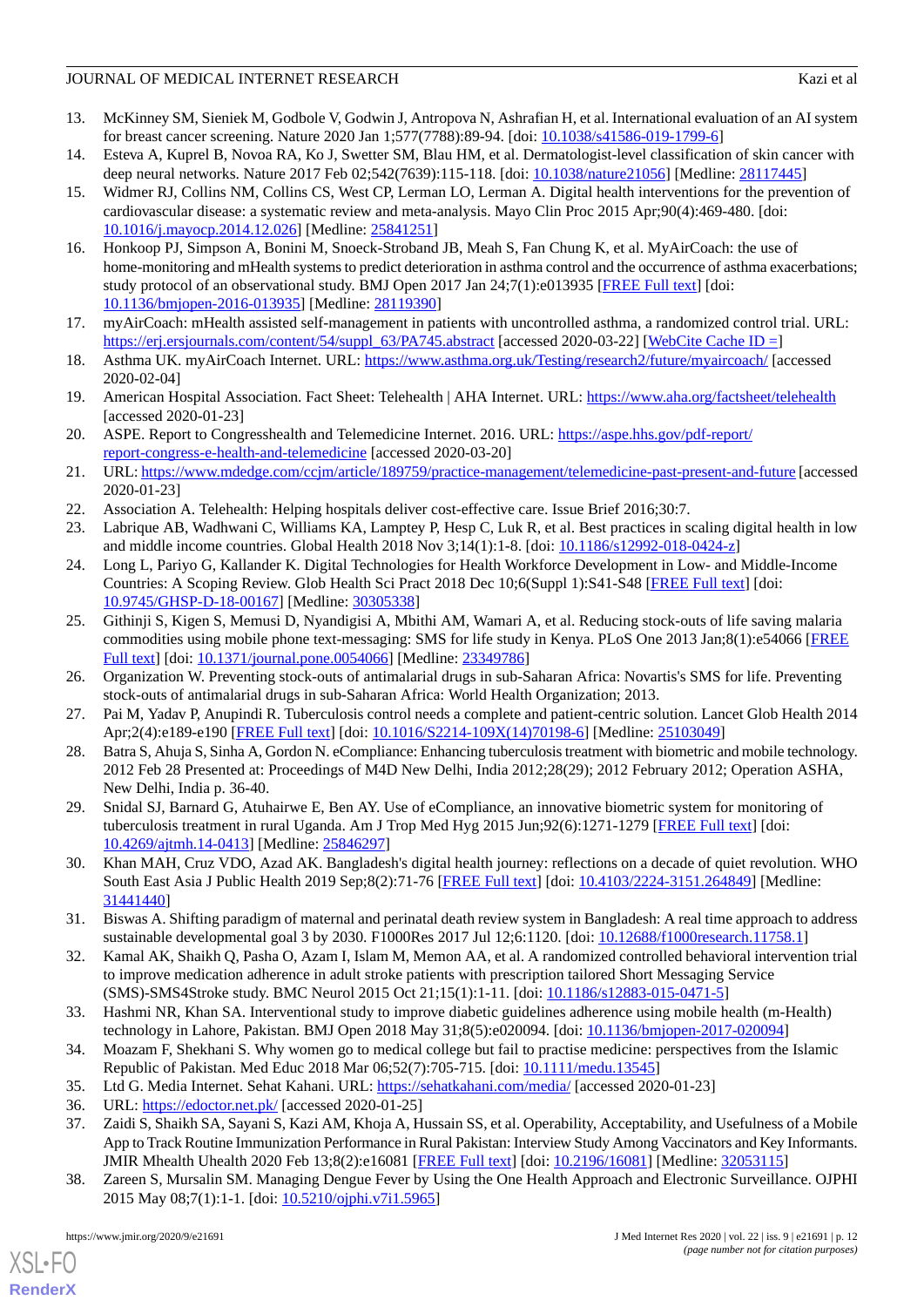13. McKinney SM, Sieniek M, Godbole V, Godwin J, Antropova N, Ashrafian H, et al. International evaluation of an AI system for breast cancer screening. Nature 2020 Jan 1;577(7788):89-94. [doi: 10.1038/s41586-019-1799-6]
14. Esteva A, Kuprel B, Novoa RA, Ko J, Swetter SM, Blau HM, et al. Dermatologist-level classification of skin cancer with deep neural networks. Nature 2017 Feb 02;542(7639):115-118. [doi: 10.1038/nature21056] [Medline: 28117445]
15. Widmer RJ, Collins NM, Collins CS, West CP, Lerman LO, Lerman A. Digital health interventions for the prevention of cardiovascular disease: a systematic review and meta-analysis. Mayo Clin Proc 2015 Apr;90(4):469-480. [doi: 10.1016/j.mayocp.2014.12.026] [Medline: 25841251]
16. Honkoop PJ, Simpson A, Bonini M, Snoeck-Stroband JB, Meah S, Fan Chung K, et al. MyAirCoach: the use of home-monitoring and mHealth systems to predict deterioration in asthma control and the occurrence of asthma exacerbations; study protocol of an observational study. BMJ Open 2017 Jan 24;7(1):e013935 [FREE Full text] [doi: 10.1136/bmjopen-2016-013935] [Medline: 28119390]
17. myAirCoach: mHealth assisted self-management in patients with uncontrolled asthma, a randomized control trial. URL: https://erj.ersjournals.com/content/54/suppl_63/PA745.abstract [accessed 2020-03-22] [WebCite Cache ID =]
18. Asthma UK. myAirCoach Internet. URL: https://www.asthma.org.uk/Testing/research2/future/myaircoach/ [accessed 2020-02-04]
19. American Hospital Association. Fact Sheet: Telehealth | AHA Internet. URL: https://www.aha.org/factsheet/telehealth [accessed 2020-01-23]
20. ASPE. Report to Congresshealth and Telemedicine Internet. 2016. URL: https://aspe.hhs.gov/pdf-report/report-congress-e-health-and-telemedicine [accessed 2020-03-20]
21. URL: https://www.mdedge.com/ccjm/article/189759/practice-management/telemedicine-past-present-and-future [accessed 2020-01-23]
22. Association A. Telehealth: Helping hospitals deliver cost-effective care. Issue Brief 2016;30:7.
23. Labrique AB, Wadhwani C, Williams KA, Lamptey P, Hesp C, Luk R, et al. Best practices in scaling digital health in low and middle income countries. Global Health 2018 Nov 3;14(1):1-8. [doi: 10.1186/s12992-018-0424-z]
24. Long L, Pariyo G, Kallander K. Digital Technologies for Health Workforce Development in Low- and Middle-Income Countries: A Scoping Review. Glob Health Sci Pract 2018 Dec 10;6(Suppl 1):S41-S48 [FREE Full text] [doi: 10.9745/GHSP-D-18-00167] [Medline: 30305338]
25. Githinji S, Kigen S, Memusi D, Nyandigisi A, Mbithi AM, Wamari A, et al. Reducing stock-outs of life saving malaria commodities using mobile phone text-messaging: SMS for life study in Kenya. PLoS One 2013 Jan;8(1):e54066 [FREE Full text] [doi: 10.1371/journal.pone.0054066] [Medline: 23349786]
26. Organization W. Preventing stock-outs of antimalarial drugs in sub-Saharan Africa: Novartis's SMS for life. Preventing stock-outs of antimalarial drugs in sub-Saharan Africa: World Health Organization; 2013.
27. Pai M, Yadav P, Anupindi R. Tuberculosis control needs a complete and patient-centric solution. Lancet Glob Health 2014 Apr;2(4):e189-e190 [FREE Full text] [doi: 10.1016/S2214-109X(14)70198-6] [Medline: 25103049]
28. Batra S, Ahuja S, Sinha A, Gordon N. eCompliance: Enhancing tuberculosis treatment with biometric and mobile technology. 2012 Feb 28 Presented at: Proceedings of M4D New Delhi, India 2012;28(29); 2012 February 2012; Operation ASHA, New Delhi, India p. 36-40.
29. Snidal SJ, Barnard G, Atuhairwe E, Ben AY. Use of eCompliance, an innovative biometric system for monitoring of tuberculosis treatment in rural Uganda. Am J Trop Med Hyg 2015 Jun;92(6):1271-1279 [FREE Full text] [doi: 10.4269/ajtmh.14-0413] [Medline: 25846297]
30. Khan MAH, Cruz VDO, Azad AK. Bangladesh's digital health journey: reflections on a decade of quiet revolution. WHO South East Asia J Public Health 2019 Sep;8(2):71-76 [FREE Full text] [doi: 10.4103/2224-3151.264849] [Medline: 31441440]
31. Biswas A. Shifting paradigm of maternal and perinatal death review system in Bangladesh: A real time approach to address sustainable developmental goal 3 by 2030. F1000Res 2017 Jul 12;6:1120. [doi: 10.12688/f1000research.11758.1]
32. Kamal AK, Shaikh Q, Pasha O, Azam I, Islam M, Memon AA, et al. A randomized controlled behavioral intervention trial to improve medication adherence in adult stroke patients with prescription tailored Short Messaging Service (SMS)-SMS4Stroke study. BMC Neurol 2015 Oct 21;15(1):1-11. [doi: 10.1186/s12883-015-0471-5]
33. Hashmi NR, Khan SA. Interventional study to improve diabetic guidelines adherence using mobile health (m-Health) technology in Lahore, Pakistan. BMJ Open 2018 May 31;8(5):e020094. [doi: 10.1136/bmjopen-2017-020094]
34. Moazam F, Shekhani S. Why women go to medical college but fail to practise medicine: perspectives from the Islamic Republic of Pakistan. Med Educ 2018 Mar 06;52(7):705-715. [doi: 10.1111/medu.13545]
35. Ltd G. Media Internet. Sehat Kahani. URL: https://sehatkahani.com/media/ [accessed 2020-01-23]
36. URL: https://edoctor.net.pk/ [accessed 2020-01-25]
37. Zaidi S, Shaikh SA, Sayani S, Kazi AM, Khoja A, Hussain SS, et al. Operability, Acceptability, and Usefulness of a Mobile App to Track Routine Immunization Performance in Rural Pakistan: Interview Study Among Vaccinators and Key Informants. JMIR Mhealth Uhealth 2020 Feb 13;8(2):e16081 [FREE Full text] [doi: 10.2196/16081] [Medline: 32053115]
38. Zareen S, Mursalin SM. Managing Dengue Fever by Using the One Health Approach and Electronic Surveillance. OJPHI 2015 May 08;7(1):1-1. [doi: 10.5210/ojphi.v7i1.5965]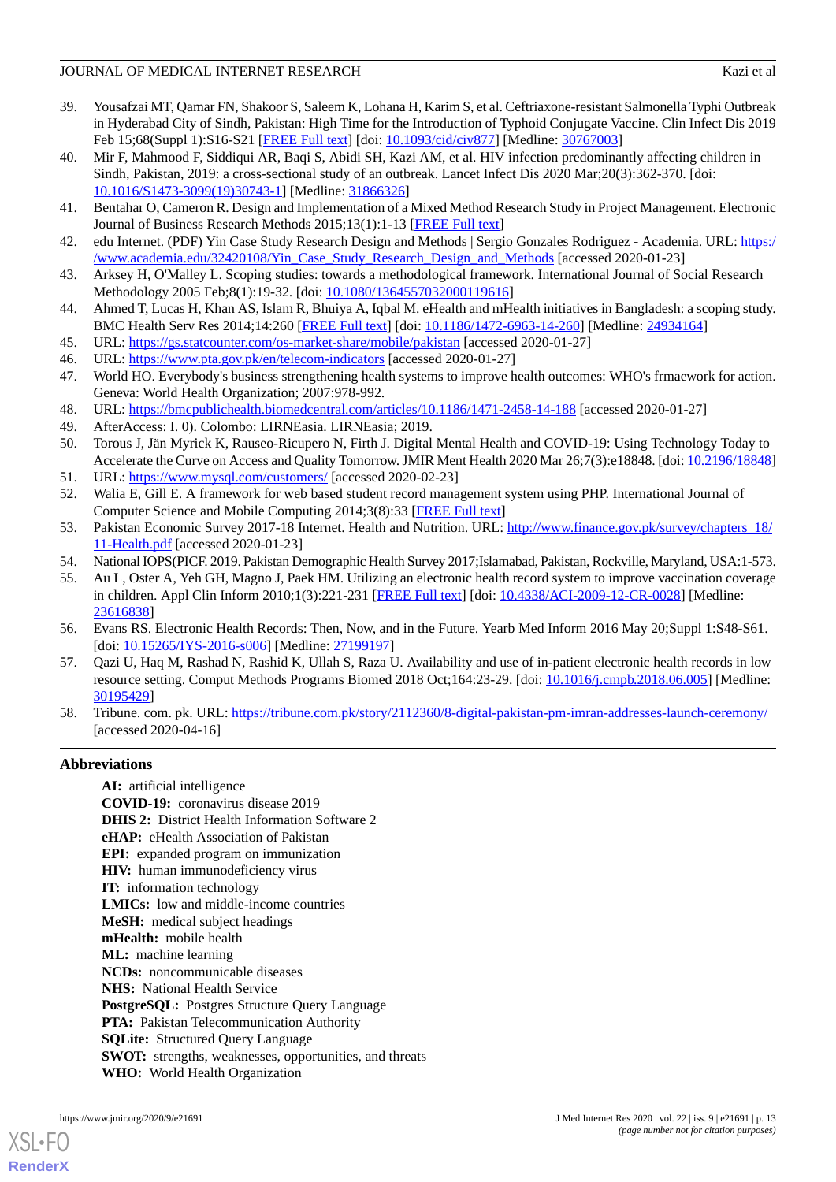39. Yousafzai MT, Qamar FN, Shakoor S, Saleem K, Lohana H, Karim S, et al. Ceftriaxone-resistant Salmonella Typhi Outbreak in Hyderabad City of Sindh, Pakistan: High Time for the Introduction of Typhoid Conjugate Vaccine. Clin Infect Dis 2019 Feb 15;68(Suppl 1):S16-S21 [FREE Full text] [doi: 10.1093/cid/ciy877] [Medline: 30767003]
40. Mir F, Mahmood F, Siddiqui AR, Baqi S, Abidi SH, Kazi AM, et al. HIV infection predominantly affecting children in Sindh, Pakistan, 2019: a cross-sectional study of an outbreak. Lancet Infect Dis 2020 Mar;20(3):362-370. [doi: 10.1016/S1473-3099(19)30743-1] [Medline: 31866326]
41. Bentahar O, Cameron R. Design and Implementation of a Mixed Method Research Study in Project Management. Electronic Journal of Business Research Methods 2015;13(1):1-13 [FREE Full text]
42. edu Internet. (PDF) Yin Case Study Research Design and Methods | Sergio Gonzales Rodriguez - Academia. URL: https://www.academia.edu/32420108/Yin_Case_Study_Research_Design_and_Methods [accessed 2020-01-23]
43. Arksey H, O'Malley L. Scoping studies: towards a methodological framework. International Journal of Social Research Methodology 2005 Feb;8(1):19-32. [doi: 10.1080/1364557032000119616]
44. Ahmed T, Lucas H, Khan AS, Islam R, Bhuiya A, Iqbal M. eHealth and mHealth initiatives in Bangladesh: a scoping study. BMC Health Serv Res 2014;14:260 [FREE Full text] [doi: 10.1186/1472-6963-14-260] [Medline: 24934164]
45. URL: https://gs.statcounter.com/os-market-share/mobile/pakistan [accessed 2020-01-27]
46. URL: https://www.pta.gov.pk/en/telecom-indicators [accessed 2020-01-27]
47. World HO. Everybody's business strengthening health systems to improve health outcomes: WHO's frmaework for action. Geneva: World Health Organization; 2007:978-992.
48. URL: https://bmcpublichealth.biomedcentral.com/articles/10.1186/1471-2458-14-188 [accessed 2020-01-27]
49. AfterAccess: I. 0). Colombo: LIRNEasia. LIRNEasia; 2019.
50. Torous J, Jän Myrick K, Rauseo-Ricupero N, Firth J. Digital Mental Health and COVID-19: Using Technology Today to Accelerate the Curve on Access and Quality Tomorrow. JMIR Ment Health 2020 Mar 26;7(3):e18848. [doi: 10.2196/18848]
51. URL: https://www.mysql.com/customers/ [accessed 2020-02-23]
52. Walia E, Gill E. A framework for web based student record management system using PHP. International Journal of Computer Science and Mobile Computing 2014;3(8):33 [FREE Full text]
53. Pakistan Economic Survey 2017-18 Internet. Health and Nutrition. URL: http://www.finance.gov.pk/survey/chapters_18/11-Health.pdf [accessed 2020-01-23]
54. National IOPS(PICF. 2019. Pakistan Demographic Health Survey 2017;Islamabad, Pakistan, Rockville, Maryland, USA:1-573.
55. Au L, Oster A, Yeh GH, Magno J, Paek HM. Utilizing an electronic health record system to improve vaccination coverage in children. Appl Clin Inform 2010;1(3):221-231 [FREE Full text] [doi: 10.4338/ACI-2009-12-CR-0028] [Medline: 23616838]
56. Evans RS. Electronic Health Records: Then, Now, and in the Future. Yearb Med Inform 2016 May 20;Suppl 1:S48-S61. [doi: 10.15265/IYS-2016-s006] [Medline: 27199197]
57. Qazi U, Haq M, Rashad N, Rashid K, Ullah S, Raza U. Availability and use of in-patient electronic health records in low resource setting. Comput Methods Programs Biomed 2018 Oct;164:23-29. [doi: 10.1016/j.cmpb.2018.06.005] [Medline: 30195429]
58. Tribune. com. pk. URL: https://tribune.com.pk/story/2112360/8-digital-pakistan-pm-imran-addresses-launch-ceremony/ [accessed 2020-04-16]

## Abbreviations

**AI:** artificial intelligence
**COVID-19:** coronavirus disease 2019
**DHIS 2:** District Health Information Software 2
**eHAP:** eHealth Association of Pakistan
**EPI:** expanded program on immunization
**HIV:** human immunodeficiency virus
**IT:** information technology
**LMICs:** low and middle-income countries
**MeSH:** medical subject headings
**mHealth:** mobile health
**ML:** machine learning
**NCDs:** noncommunicable diseases
**NHS:** National Health Service
**PostgreSQL:** Postgres Structure Query Language
**PTA:** Pakistan Telecommunication Authority
**SQLite:** Structured Query Language
**SWOT:** strengths, weaknesses, opportunities, and threats
**WHO:** World Health Organization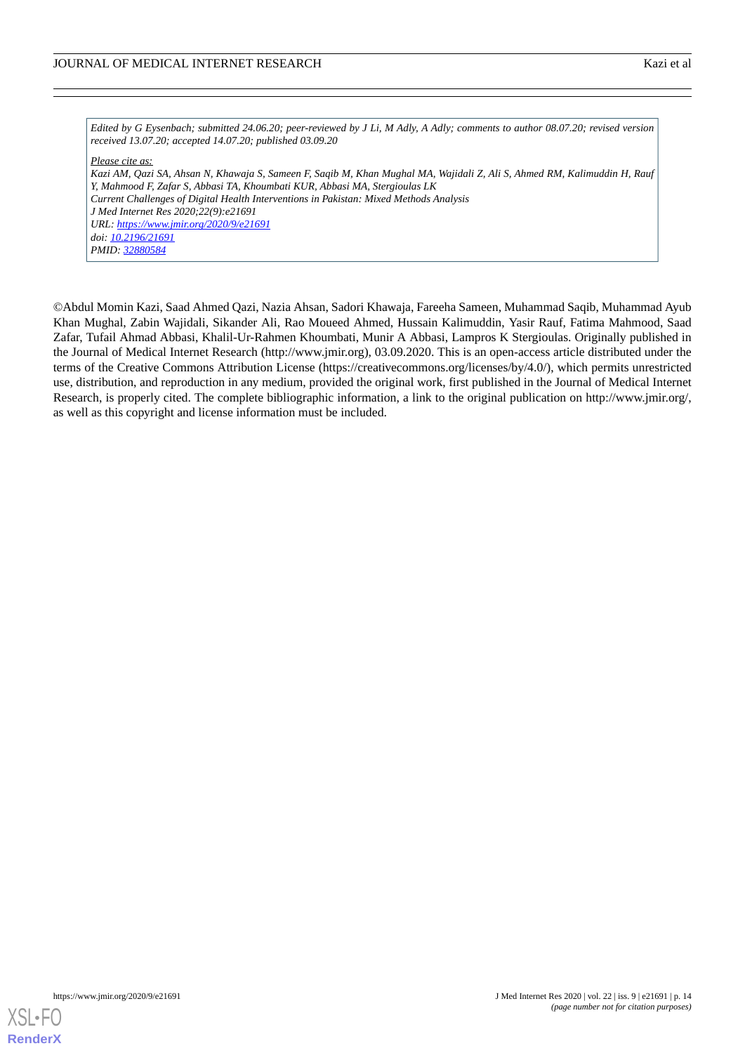*Edited by G Eysenbach; submitted 24.06.20; peer-reviewed by J Li, M Adly, A Adly; comments to author 08.07.20; revised version received 13.07.20; accepted 14.07.20; published 03.09.20*

*Please cite as:*
*Kazi AM, Qazi SA, Ahsan N, Khawaja S, Sameen F, Saqib M, Khan Mughal MA, Wajidali Z, Ali S, Ahmed RM, Kalimuddin H, Rauf Y, Mahmood F, Zafar S, Abbasi TA, Khoumbati KUR, Abbasi MA, Stergioulas LK*
*Current Challenges of Digital Health Interventions in Pakistan: Mixed Methods Analysis*
*J Med Internet Res 2020;22(9):e21691*
*URL: https://www.jmir.org/2020/9/e21691*
*doi: 10.2196/21691*
*PMID: 32880584*

©Abdul Momin Kazi, Saad Ahmed Qazi, Nazia Ahsan, Sadori Khawaja, Fareeha Sameen, Muhammad Saqib, Muhammad Ayub Khan Mughal, Zabin Wajidali, Sikander Ali, Rao Moueed Ahmed, Hussain Kalimuddin, Yasir Rauf, Fatima Mahmood, Saad Zafar, Tufail Ahmad Abbasi, Khalil-Ur-Rahmen Khoumbati, Munir A Abbasi, Lampros K Stergioulas. Originally published in the Journal of Medical Internet Research (http://www.jmir.org), 03.09.2020. This is an open-access article distributed under the terms of the Creative Commons Attribution License (https://creativecommons.org/licenses/by/4.0/), which permits unrestricted use, distribution, and reproduction in any medium, provided the original work, first published in the Journal of Medical Internet Research, is properly cited. The complete bibliographic information, a link to the original publication on http://www.jmir.org/, as well as this copyright and license information must be included.